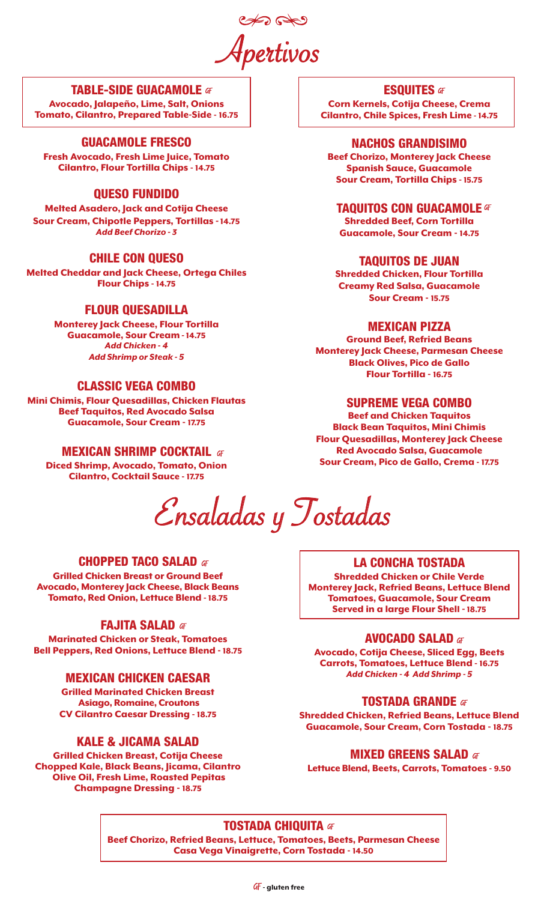# Apertivos

### TABLE-SIDE GUACAMOLE GF

Avocado, Jalapeño, Lime, Salt, Onions
Tomato, Cilantro, Prepared Table-Side - 16.75

### GUACAMOLE FRESCO

Fresh Avocado, Fresh Lime Juice, Tomato
Cilantro, Flour Tortilla Chips - 14.75

### QUESO FUNDIDO

Melted Asadero, Jack and Cotija Cheese
Sour Cream, Chipotle Peppers, Tortillas - 14.75
*Add Beef Chorizo - 3*

### CHILE CON QUESO

Melted Cheddar and Jack Cheese, Ortega Chiles
Flour Chips - 14.75

### FLOUR QUESADILLA

Monterey Jack Cheese, Flour Tortilla
Guacamole, Sour Cream - 14.75
*Add Chicken - 4*
*Add Shrimp or Steak - 5*

### CLASSIC VEGA COMBO

Mini Chimis, Flour Quesadillas, Chicken Flautas
Beef Taquitos, Red Avocado Salsa
Guacamole, Sour Cream - 17.75

### MEXICAN SHRIMP COCKTAIL GF

Diced Shrimp, Avocado, Tomato, Onion
Cilantro, Cocktail Sauce - 17.75

### ESQUITES GF

Corn Kernels, Cotija Cheese, Crema
Cilantro, Chile Spices, Fresh Lime - 14.75

### NACHOS GRANDISIMO

Beef Chorizo, Monterey Jack Cheese
Spanish Sauce, Guacamole
Sour Cream, Tortilla Chips - 15.75

### TAQUITOS CON GUACAMOLE GF

Shredded Beef, Corn Tortilla
Guacamole, Sour Cream - 14.75

### TAQUITOS DE JUAN

Shredded Chicken, Flour Tortilla
Creamy Red Salsa, Guacamole
Sour Cream - 15.75

### MEXICAN PIZZA

Ground Beef, Refried Beans
Monterey Jack Cheese, Parmesan Cheese
Black Olives, Pico de Gallo
Flour Tortilla - 16.75

### SUPREME VEGA COMBO

Beef and Chicken Taquitos
Black Bean Taquitos, Mini Chimis
Flour Quesadillas, Monterey Jack Cheese
Red Avocado Salsa, Guacamole
Sour Cream, Pico de Gallo, Crema - 17.75

# Ensaladas y Tostadas

### CHOPPED TACO SALAD GF

Grilled Chicken Breast or Ground Beef
Avocado, Monterey Jack Cheese, Black Beans
Tomato, Red Onion, Lettuce Blend - 18.75

### FAJITA SALAD GF

Marinated Chicken or Steak, Tomatoes
Bell Peppers, Red Onions, Lettuce Blend - 18.75

### MEXICAN CHICKEN CAESAR

Grilled Marinated Chicken Breast
Asiago, Romaine, Croutons
CV Cilantro Caesar Dressing - 18.75

### KALE & JICAMA SALAD

Grilled Chicken Breast, Cotija Cheese
Chopped Kale, Black Beans, Jicama, Cilantro
Olive Oil, Fresh Lime, Roasted Pepitas
Champagne Dressing - 18.75

### LA CONCHA TOSTADA

Shredded Chicken or Chile Verde
Monterey Jack, Refried Beans, Lettuce Blend
Tomatoes, Guacamole, Sour Cream
Served in a large Flour Shell - 18.75

### AVOCADO SALAD GF

Avocado, Cotija Cheese, Sliced Egg, Beets
Carrots, Tomatoes, Lettuce Blend - 16.75
*Add Chicken - 4 Add Shrimp - 5*

### TOSTADA GRANDE GF

Shredded Chicken, Refried Beans, Lettuce Blend
Guacamole, Sour Cream, Corn Tostada - 18.75

### MIXED GREENS SALAD GF

Lettuce Blend, Beets, Carrots, Tomatoes - 9.50

### TOSTADA CHIQUITA GF

Beef Chorizo, Refried Beans, Lettuce, Tomatoes, Beets, Parmesan Cheese
Casa Vega Vinaigrette, Corn Tostada - 14.50

GF - gluten free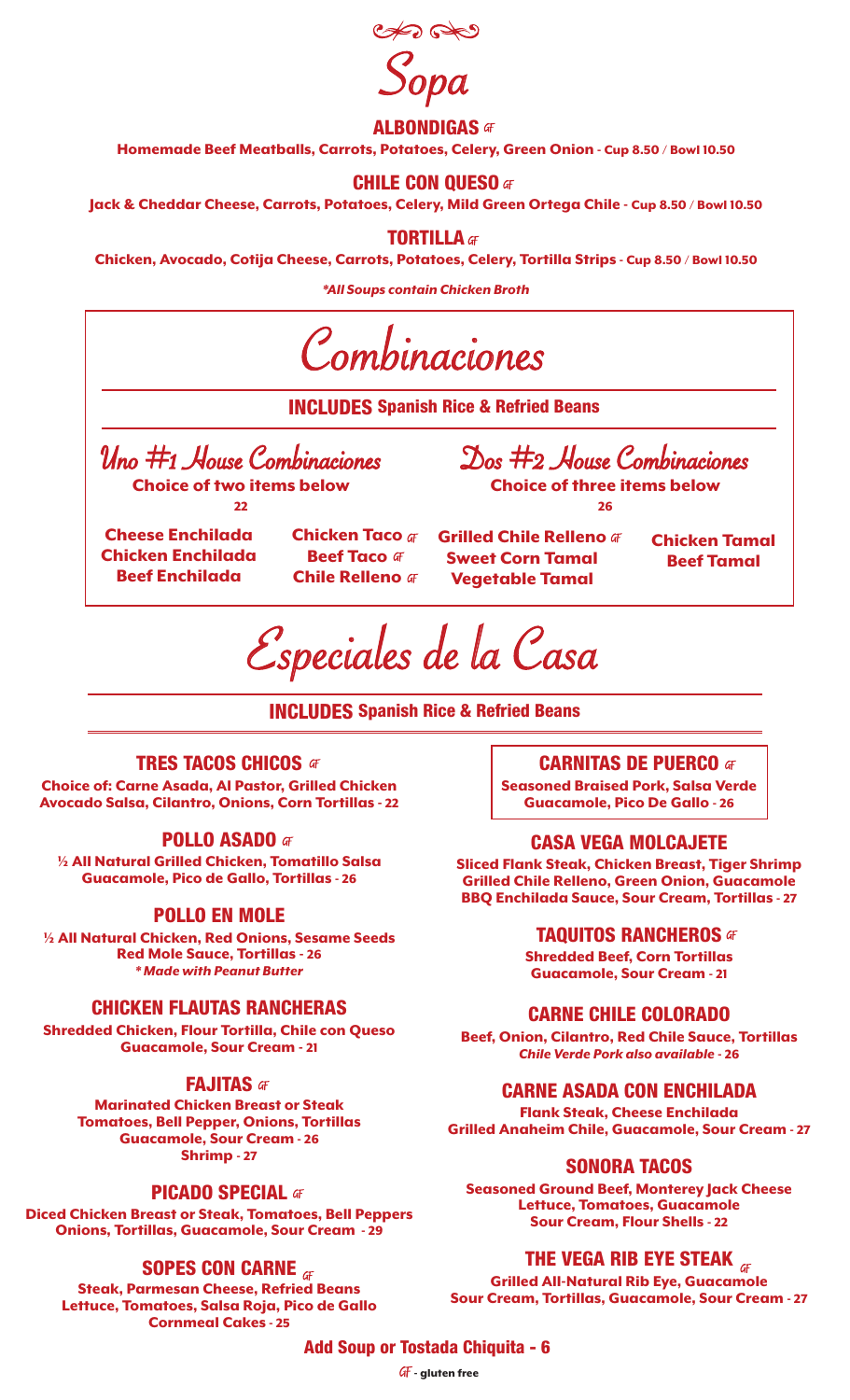# Sopa

## ALBONDIGAS GF

Homemade Beef Meatballs, Carrots, Potatoes, Celery, Green Onion - Cup 8.50 / Bowl 10.50

## CHILE CON QUESO GF

Jack & Cheddar Cheese, Carrots, Potatoes, Celery, Mild Green Ortega Chile - Cup 8.50 / Bowl 10.50

## TORTILLA GF

Chicken, Avocado, Cotija Cheese, Carrots, Potatoes, Celery, Tortilla Strips - Cup 8.50 / Bowl 10.50

*\*All Soups contain Chicken Broth*

# Combinaciones

**INCLUDES** Spanish Rice & Refried Beans

## Uno #1 House Combinaciones

Choice of two items below

22

## Dos #2 House Combinaciones

Choice of three items below

26

- Cheese Enchilada
- Chicken Enchilada
- Beef Enchilada
- Chicken Taco GF
- Beef Taco GF
- Chile Relleno GF
- Grilled Chile Relleno GF
- Sweet Corn Tamal
- Vegetable Tamal
- Chicken Tamal
- Beef Tamal

# Especiales de la Casa

**INCLUDES** Spanish Rice & Refried Beans

## TRES TACOS CHICOS GF

Choice of: Carne Asada, Al Pastor, Grilled Chicken Avocado Salsa, Cilantro, Onions, Corn Tortillas - 22

## POLLO ASADO GF

½ All Natural Grilled Chicken, Tomatillo Salsa Guacamole, Pico de Gallo, Tortillas - 26

## POLLO EN MOLE

½ All Natural Chicken, Red Onions, Sesame Seeds Red Mole Sauce, Tortillas - 26

*\* Made with Peanut Butter*

## CHICKEN FLAUTAS RANCHERAS

Shredded Chicken, Flour Tortilla, Chile con Queso Guacamole, Sour Cream - 21

## FAJITAS GF

Marinated Chicken Breast or Steak Tomatoes, Bell Pepper, Onions, Tortillas Guacamole, Sour Cream - 26

Shrimp - 27

## PICADO SPECIAL GF

Diced Chicken Breast or Steak, Tomatoes, Bell Peppers Onions, Tortillas, Guacamole, Sour Cream - 29

## SOPES CON CARNE GF

Steak, Parmesan Cheese, Refried Beans Lettuce, Tomatoes, Salsa Roja, Pico de Gallo Cornmeal Cakes - 25

## CARNITAS DE PUERCO GF

Seasoned Braised Pork, Salsa Verde Guacamole, Pico De Gallo - 26

## CASA VEGA MOLCAJETE

Sliced Flank Steak, Chicken Breast, Tiger Shrimp Grilled Chile Relleno, Green Onion, Guacamole BBQ Enchilada Sauce, Sour Cream, Tortillas - 27

## TAQUITOS RANCHEROS GF

Shredded Beef, Corn Tortillas Guacamole, Sour Cream - 21

## CARNE CHILE COLORADO

Beef, Onion, Cilantro, Red Chile Sauce, Tortillas *Chile Verde Pork also available* - 26

## CARNE ASADA CON ENCHILADA

Flank Steak, Cheese Enchilada Grilled Anaheim Chile, Guacamole, Sour Cream - 27

## SONORA TACOS

Seasoned Ground Beef, Monterey Jack Cheese Lettuce, Tomatoes, Guacamole Sour Cream, Flour Shells - 22

## THE VEGA RIB EYE STEAK GF

Grilled All-Natural Rib Eye, Guacamole Sour Cream, Tortillas, Guacamole, Sour Cream - 27

**Add Soup or Tostada Chiquita - 6**

GF - gluten free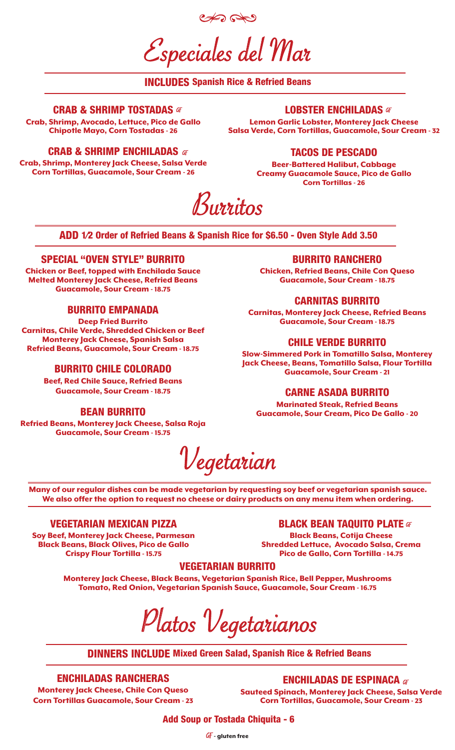# Especiales del Mar

**INCLUDES Spanish Rice & Refried Beans**

### CRAB & SHRIMP TOSTADAS GF

Crab, Shrimp, Avocado, Lettuce, Pico de Gallo
Chipotle Mayo, Corn Tostadas - 26

### CRAB & SHRIMP ENCHILADAS GF

Crab, Shrimp, Monterey Jack Cheese, Salsa Verde
Corn Tortillas, Guacamole, Sour Cream - 26

### LOBSTER ENCHILADAS GF

Lemon Garlic Lobster, Monterey Jack Cheese
Salsa Verde, Corn Tortillas, Guacamole, Sour Cream - 32

### TACOS DE PESCADO

Beer-Battered Halibut, Cabbage
Creamy Guacamole Sauce, Pico de Gallo
Corn Tortillas - 26

# Burritos

**ADD 1/2 Order of Refried Beans & Spanish Rice for $6.50 - Oven Style Add 3.50**

### SPECIAL "OVEN STYLE" BURRITO

Chicken or Beef, topped with Enchilada Sauce
Melted Monterey Jack Cheese, Refried Beans
Guacamole, Sour Cream - 18.75

### BURRITO EMPANADA

Deep Fried Burrito
Carnitas, Chile Verde, Shredded Chicken or Beef
Monterey Jack Cheese, Spanish Salsa
Refried Beans, Guacamole, Sour Cream - 18.75

### BURRITO CHILE COLORADO

Beef, Red Chile Sauce, Refried Beans
Guacamole, Sour Cream - 18.75

### BEAN BURRITO

Refried Beans, Monterey Jack Cheese, Salsa Roja
Guacamole, Sour Cream - 15.75

### BURRITO RANCHERO

Chicken, Refried Beans, Chile Con Queso
Guacamole, Sour Cream - 18.75

### CARNITAS BURRITO

Carnitas, Monterey Jack Cheese, Refried Beans
Guacamole, Sour Cream - 18.75

### CHILE VERDE BURRITO

Slow-Simmered Pork in Tomatillo Salsa, Monterey
Jack Cheese, Beans, Tomatillo Salsa, Flour Tortilla
Guacamole, Sour Cream - 21

### CARNE ASADA BURRITO

Marinated Steak, Refried Beans
Guacamole, Sour Cream, Pico De Gallo - 20

# Vegetarian

Many of our regular dishes can be made vegetarian by requesting soy beef or vegetarian spanish sauce.
We also offer the option to request no cheese or dairy products on any menu item when ordering.

### VEGETARIAN MEXICAN PIZZA

Soy Beef, Monterey Jack Cheese, Parmesan
Black Beans, Black Olives, Pico de Gallo
Crispy Flour Tortilla - 15.75

### BLACK BEAN TAQUITO PLATE GF

Black Beans, Cotija Cheese
Shredded Lettuce, Avocado Salsa, Crema
Pico de Gallo, Corn Tortilla - 14.75

### VEGETARIAN BURRITO

Monterey Jack Cheese, Black Beans, Vegetarian Spanish Rice, Bell Pepper, Mushrooms
Tomato, Red Onion, Vegetarian Spanish Sauce, Guacamole, Sour Cream - 16.75

# Platos Vegetarianos

**DINNERS INCLUDE Mixed Green Salad, Spanish Rice & Refried Beans**

### ENCHILADAS RANCHERAS

Monterey Jack Cheese, Chile Con Queso
Corn Tortillas Guacamole, Sour Cream - 23

### ENCHILADAS DE ESPINACA GF

Sauteed Spinach, Monterey Jack Cheese, Salsa Verde
Corn Tortillas, Guacamole, Sour Cream - 23

**Add Soup or Tostada Chiquita - 6**

GF - gluten free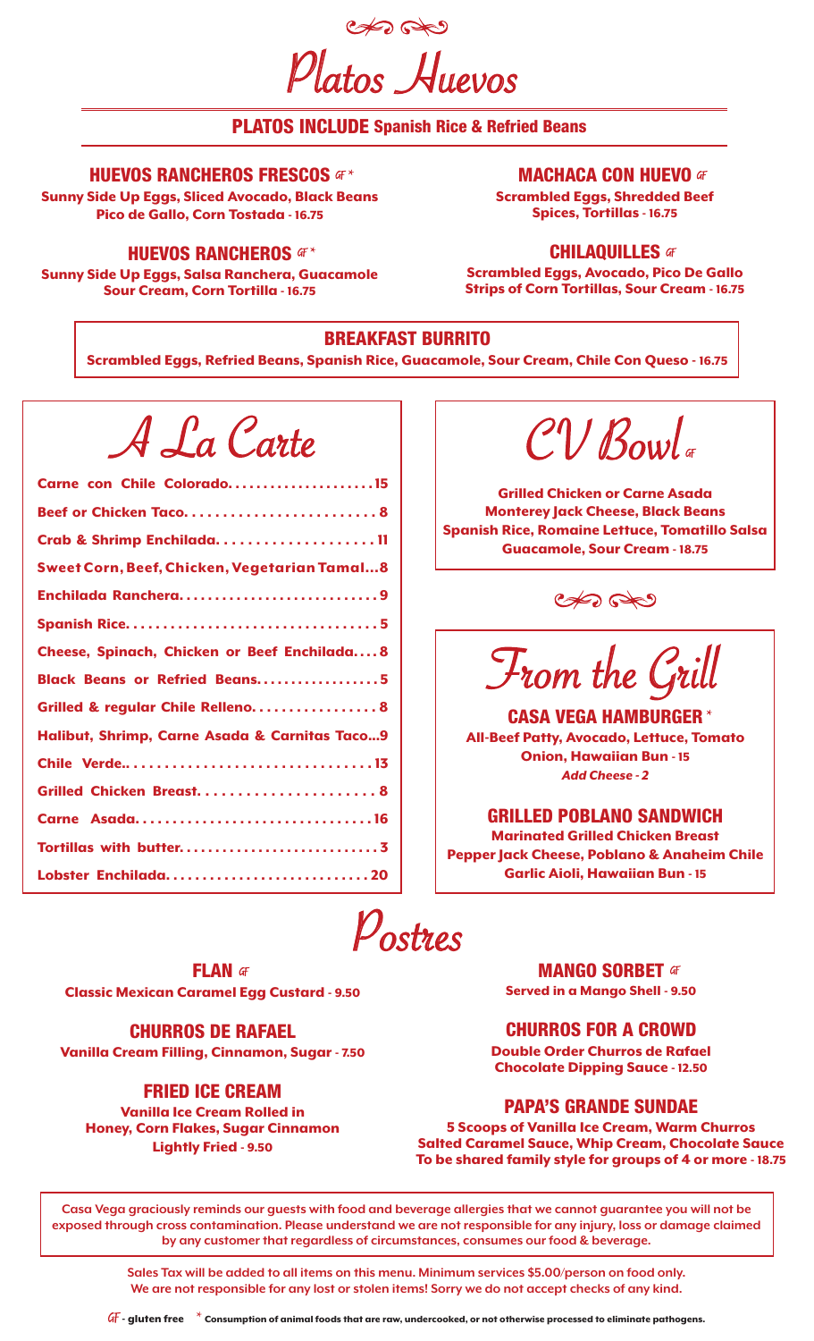# Platos Huevos

**PLATOS INCLUDE Spanish Rice & Refried Beans**

### HUEVOS RANCHEROS FRESCOS GF *

Sunny Side Up Eggs, Sliced Avocado, Black Beans Pico de Gallo, Corn Tostada - 16.75

### HUEVOS RANCHEROS GF *

Sunny Side Up Eggs, Salsa Ranchera, Guacamole Sour Cream, Corn Tortilla - 16.75

### MACHACA CON HUEVO GF

Scrambled Eggs, Shredded Beef Spices, Tortillas - 16.75

### CHILAQUILLES GF

Scrambled Eggs, Avocado, Pico De Gallo Strips of Corn Tortillas, Sour Cream - 16.75

### BREAKFAST BURRITO

Scrambled Eggs, Refried Beans, Spanish Rice, Guacamole, Sour Cream, Chile Con Queso - 16.75

# A La Carte

| | |
|---|---|
| Carne con Chile Colorado | 15 |
| Beef or Chicken Taco | 8 |
| Crab & Shrimp Enchilada | 11 |
| Sweet Corn, Beef, Chicken, Vegetarian Tamal | 8 |
| Enchilada Ranchera | 9 |
| Spanish Rice | 5 |
| Cheese, Spinach, Chicken or Beef Enchilada | 8 |
| Black Beans or Refried Beans | 5 |
| Grilled & regular Chile Relleno | 8 |
| Halibut, Shrimp, Carne Asada & Carnitas Taco | 9 |
| Chile Verde | 13 |
| Grilled Chicken Breast | 8 |
| Carne Asada | 16 |
| Tortillas with butter | 3 |
| Lobster Enchilada | 20 |

# CV Bowl GF

Grilled Chicken or Carne Asada Monterey Jack Cheese, Black Beans Spanish Rice, Romaine Lettuce, Tomatillo Salsa Guacamole, Sour Cream - 18.75

# From the Grill

### CASA VEGA HAMBURGER *

All-Beef Patty, Avocado, Lettuce, Tomato Onion, Hawaiian Bun - 15

*Add Cheese - 2*

### GRILLED POBLANO SANDWICH

Marinated Grilled Chicken Breast Pepper Jack Cheese, Poblano & Anaheim Chile Garlic Aioli, Hawaiian Bun - 15

# Postres

### FLAN GF

Classic Mexican Caramel Egg Custard - 9.50

### CHURROS DE RAFAEL

Vanilla Cream Filling, Cinnamon, Sugar - 7.50

### FRIED ICE CREAM

Vanilla Ice Cream Rolled in Honey, Corn Flakes, Sugar Cinnamon Lightly Fried - 9.50

### MANGO SORBET GF

Served in a Mango Shell - 9.50

### CHURROS FOR A CROWD

Double Order Churros de Rafael Chocolate Dipping Sauce - 12.50

### PAPA'S GRANDE SUNDAE

5 Scoops of Vanilla Ice Cream, Warm Churros Salted Caramel Sauce, Whip Cream, Chocolate Sauce To be shared family style for groups of 4 or more - 18.75

Casa Vega graciously reminds our guests with food and beverage allergies that we cannot guarantee you will not be exposed through cross contamination. Please understand we are not responsible for any injury, loss or damage claimed by any customer that regardless of circumstances, consumes our food & beverage.

Sales Tax will be added to all items on this menu. Minimum services $5.00/person on food only. We are not responsible for any lost or stolen items! Sorry we do not accept checks of any kind.

GF - gluten free * Consumption of animal foods that are raw, undercooked, or not otherwise processed to eliminate pathogens.